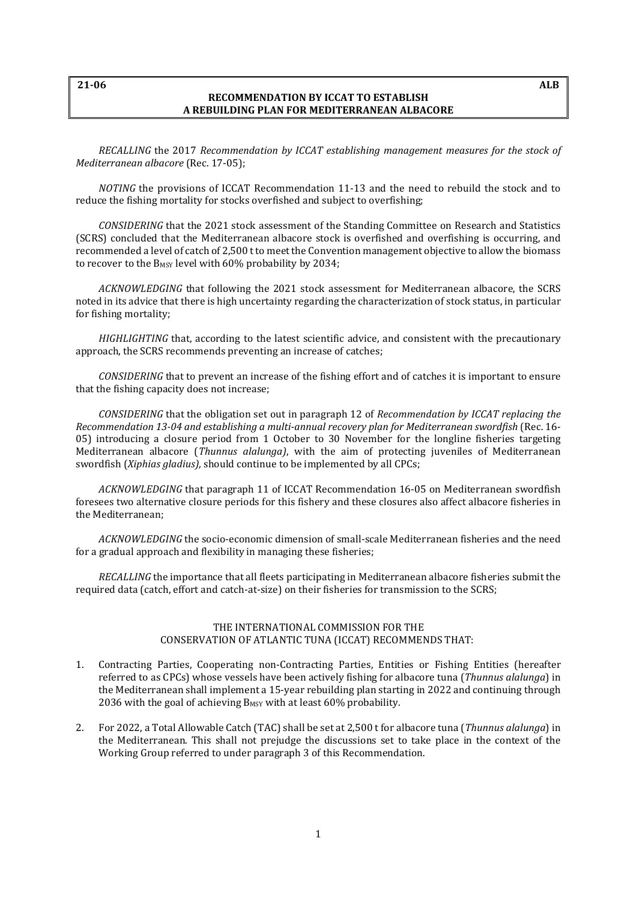**21-06** **ALB**

# RECOMMENDATION BY ICCAT TO ESTABLISH A REBUILDING PLAN FOR MEDITERRANEAN ALBACORE

*RECALLING* the 2017 *Recommendation by ICCAT establishing management measures for the stock of Mediterranean albacore* (Rec. 17-05);

*NOTING* the provisions of ICCAT Recommendation 11-13 and the need to rebuild the stock and to reduce the fishing mortality for stocks overfished and subject to overfishing;

*CONSIDERING* that the 2021 stock assessment of the Standing Committee on Research and Statistics (SCRS) concluded that the Mediterranean albacore stock is overfished and overfishing is occurring, and recommended a level of catch of 2,500 t to meet the Convention management objective to allow the biomass to recover to the $B_{MSY}$ level with 60% probability by 2034;

*ACKNOWLEDGING* that following the 2021 stock assessment for Mediterranean albacore, the SCRS noted in its advice that there is high uncertainty regarding the characterization of stock status, in particular for fishing mortality;

*HIGHLIGHTING* that, according to the latest scientific advice, and consistent with the precautionary approach, the SCRS recommends preventing an increase of catches;

*CONSIDERING* that to prevent an increase of the fishing effort and of catches it is important to ensure that the fishing capacity does not increase;

*CONSIDERING* that the obligation set out in paragraph 12 of *Recommendation by ICCAT replacing the Recommendation 13-04 and establishing a multi-annual recovery plan for Mediterranean swordfish* (Rec. 16-05) introducing a closure period from 1 October to 30 November for the longline fisheries targeting Mediterranean albacore (*Thunnus alalunga)*, with the aim of protecting juveniles of Mediterranean swordfish (*Xiphias gladius),* should continue to be implemented by all CPCs;

*ACKNOWLEDGING* that paragraph 11 of ICCAT Recommendation 16-05 on Mediterranean swordfish foresees two alternative closure periods for this fishery and these closures also affect albacore fisheries in the Mediterranean;

*ACKNOWLEDGING* the socio-economic dimension of small-scale Mediterranean fisheries and the need for a gradual approach and flexibility in managing these fisheries;

*RECALLING* the importance that all fleets participating in Mediterranean albacore fisheries submit the required data (catch, effort and catch-at-size) on their fisheries for transmission to the SCRS;

THE INTERNATIONAL COMMISSION FOR THE CONSERVATION OF ATLANTIC TUNA (ICCAT) RECOMMENDS THAT:

1. Contracting Parties, Cooperating non-Contracting Parties, Entities or Fishing Entities (hereafter referred to as CPCs) whose vessels have been actively fishing for albacore tuna (*Thunnus alalunga*) in the Mediterranean shall implement a 15-year rebuilding plan starting in 2022 and continuing through 2036 with the goal of achieving $B_{MSY}$ with at least 60% probability.

2. For 2022, a Total Allowable Catch (TAC) shall be set at 2,500 t for albacore tuna (*Thunnus alalunga*) in the Mediterranean. This shall not prejudge the discussions set to take place in the context of the Working Group referred to under paragraph 3 of this Recommendation.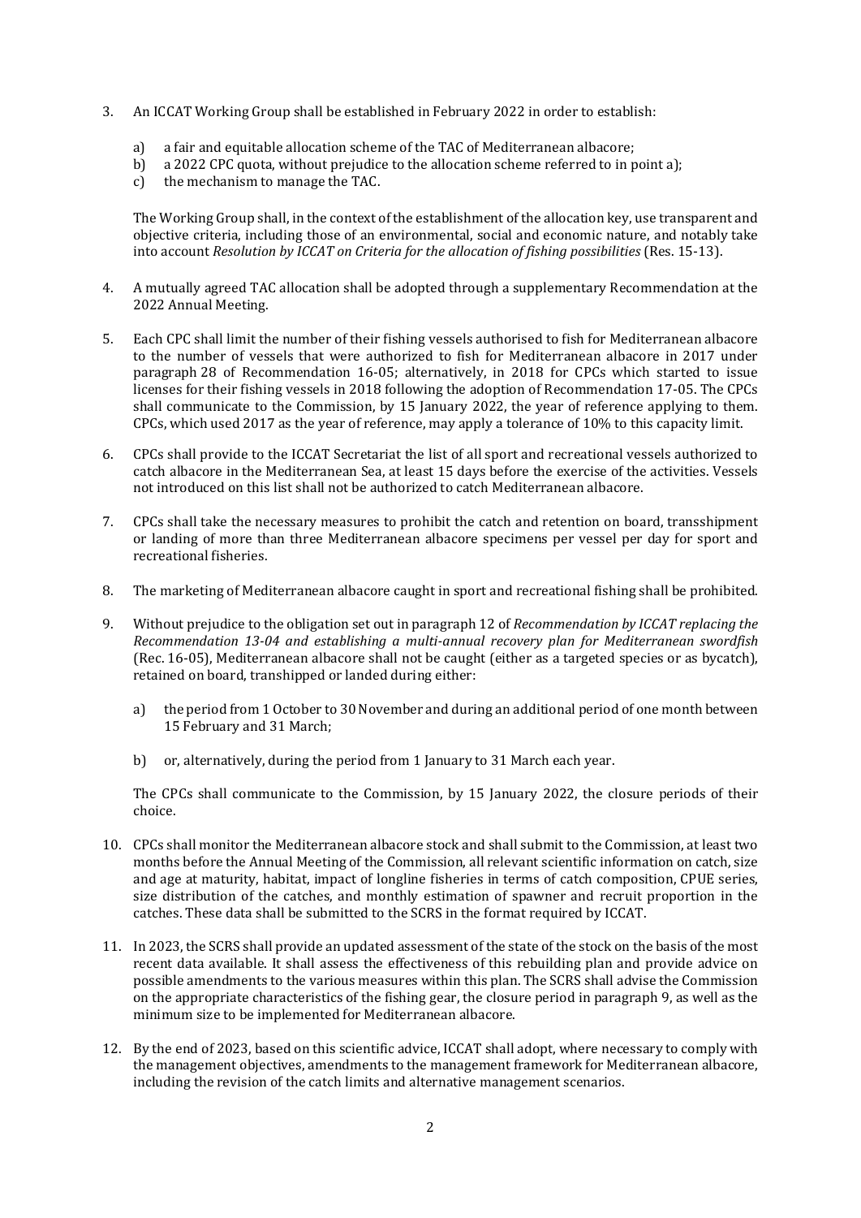3. An ICCAT Working Group shall be established in February 2022 in order to establish:

   a) a fair and equitable allocation scheme of the TAC of Mediterranean albacore;
   b) a 2022 CPC quota, without prejudice to the allocation scheme referred to in point a);
   c) the mechanism to manage the TAC.

   The Working Group shall, in the context of the establishment of the allocation key, use transparent and objective criteria, including those of an environmental, social and economic nature, and notably take into account *Resolution by ICCAT on Criteria for the allocation of fishing possibilities* (Res. 15-13).

4. A mutually agreed TAC allocation shall be adopted through a supplementary Recommendation at the 2022 Annual Meeting.

5. Each CPC shall limit the number of their fishing vessels authorised to fish for Mediterranean albacore to the number of vessels that were authorized to fish for Mediterranean albacore in 2017 under paragraph 28 of Recommendation 16-05; alternatively, in 2018 for CPCs which started to issue licenses for their fishing vessels in 2018 following the adoption of Recommendation 17-05. The CPCs shall communicate to the Commission, by 15 January 2022, the year of reference applying to them. CPCs, which used 2017 as the year of reference, may apply a tolerance of 10% to this capacity limit.

6. CPCs shall provide to the ICCAT Secretariat the list of all sport and recreational vessels authorized to catch albacore in the Mediterranean Sea, at least 15 days before the exercise of the activities. Vessels not introduced on this list shall not be authorized to catch Mediterranean albacore.

7. CPCs shall take the necessary measures to prohibit the catch and retention on board, transshipment or landing of more than three Mediterranean albacore specimens per vessel per day for sport and recreational fisheries.

8. The marketing of Mediterranean albacore caught in sport and recreational fishing shall be prohibited.

9. Without prejudice to the obligation set out in paragraph 12 of *Recommendation by ICCAT replacing the Recommendation 13-04 and establishing a multi-annual recovery plan for Mediterranean swordfish* (Rec. 16-05), Mediterranean albacore shall not be caught (either as a targeted species or as bycatch), retained on board, transhipped or landed during either:

   a) the period from 1 October to 30 November and during an additional period of one month between 15 February and 31 March;

   b) or, alternatively, during the period from 1 January to 31 March each year.

   The CPCs shall communicate to the Commission, by 15 January 2022, the closure periods of their choice.

10. CPCs shall monitor the Mediterranean albacore stock and shall submit to the Commission, at least two months before the Annual Meeting of the Commission, all relevant scientific information on catch, size and age at maturity, habitat, impact of longline fisheries in terms of catch composition, CPUE series, size distribution of the catches, and monthly estimation of spawner and recruit proportion in the catches. These data shall be submitted to the SCRS in the format required by ICCAT.

11. In 2023, the SCRS shall provide an updated assessment of the state of the stock on the basis of the most recent data available. It shall assess the effectiveness of this rebuilding plan and provide advice on possible amendments to the various measures within this plan. The SCRS shall advise the Commission on the appropriate characteristics of the fishing gear, the closure period in paragraph 9, as well as the minimum size to be implemented for Mediterranean albacore.

12. By the end of 2023, based on this scientific advice, ICCAT shall adopt, where necessary to comply with the management objectives, amendments to the management framework for Mediterranean albacore, including the revision of the catch limits and alternative management scenarios.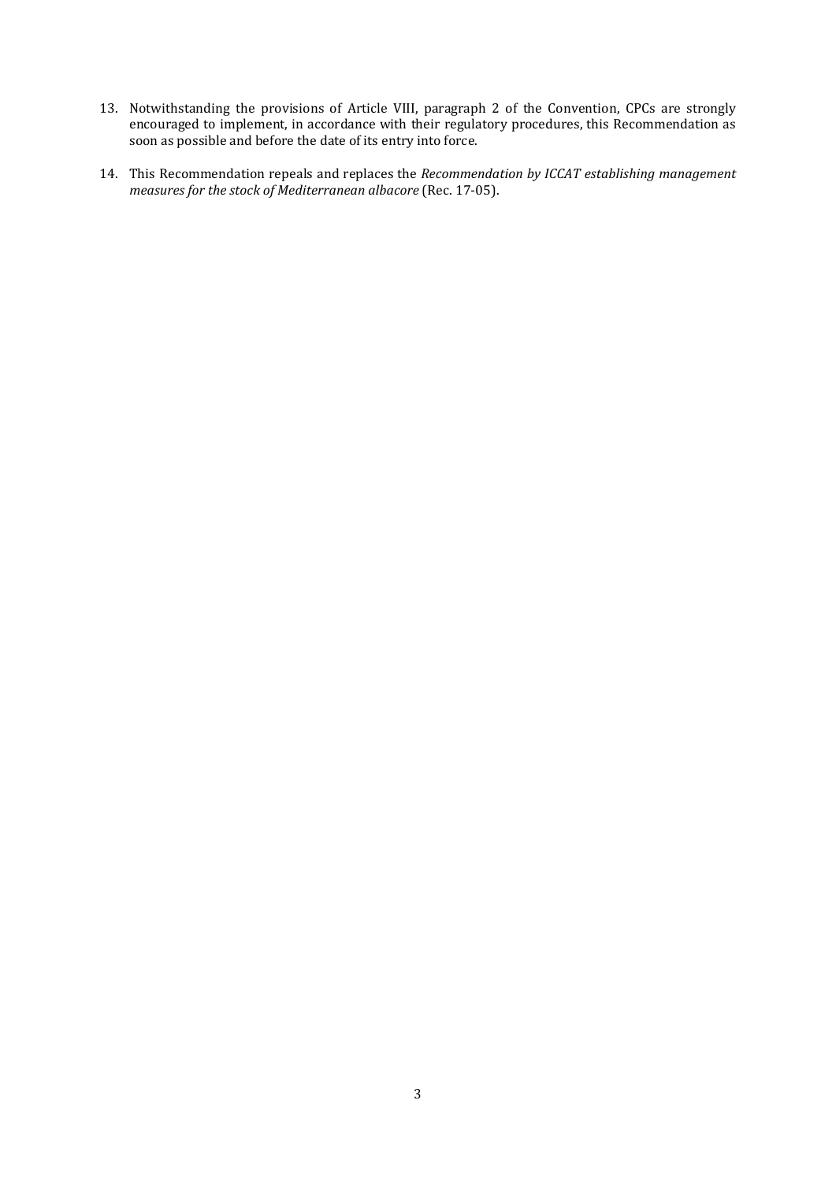13. Notwithstanding the provisions of Article VIII, paragraph 2 of the Convention, CPCs are strongly encouraged to implement, in accordance with their regulatory procedures, this Recommendation as soon as possible and before the date of its entry into force.

14. This Recommendation repeals and replaces the *Recommendation by ICCAT establishing management measures for the stock of Mediterranean albacore* (Rec. 17-05).